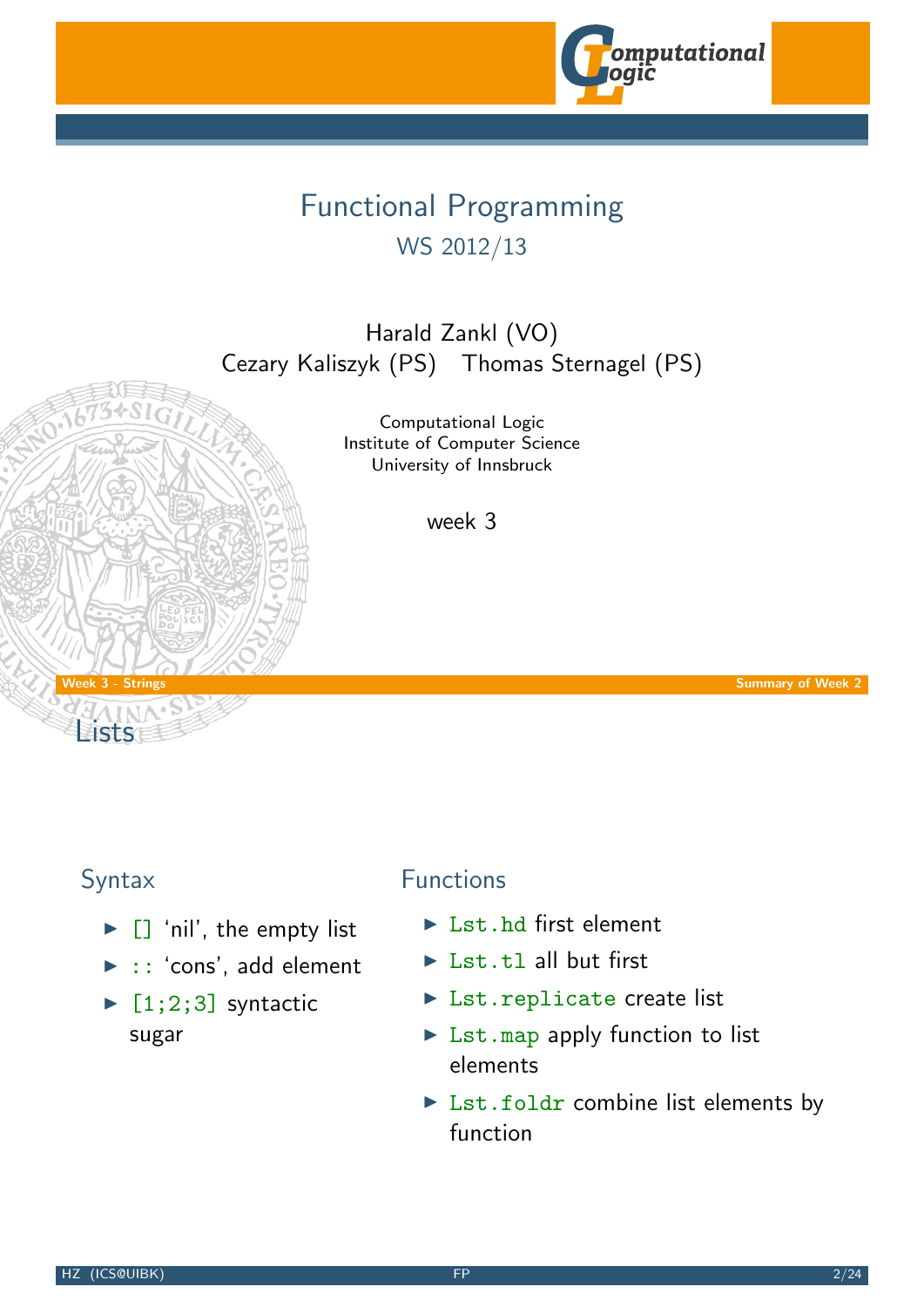# Functional Programming

## WS 2012/13

Harald Zankl (VO)
Cezary Kaliszyk (PS) Thomas Sternagel (PS)

Computational Logic
Institute of Computer Science
University of Innsbruck

week 3

# Lists

### Syntax

- `[]` 'nil', the empty list
- `::` 'cons', add element
- `[1;2;3]` syntactic sugar

### Functions

- `Lst.hd` first element
- `Lst.tl` all but first
- `Lst.replicate` create list
- `Lst.map` apply function to list elements
- `Lst.foldr` combine list elements by function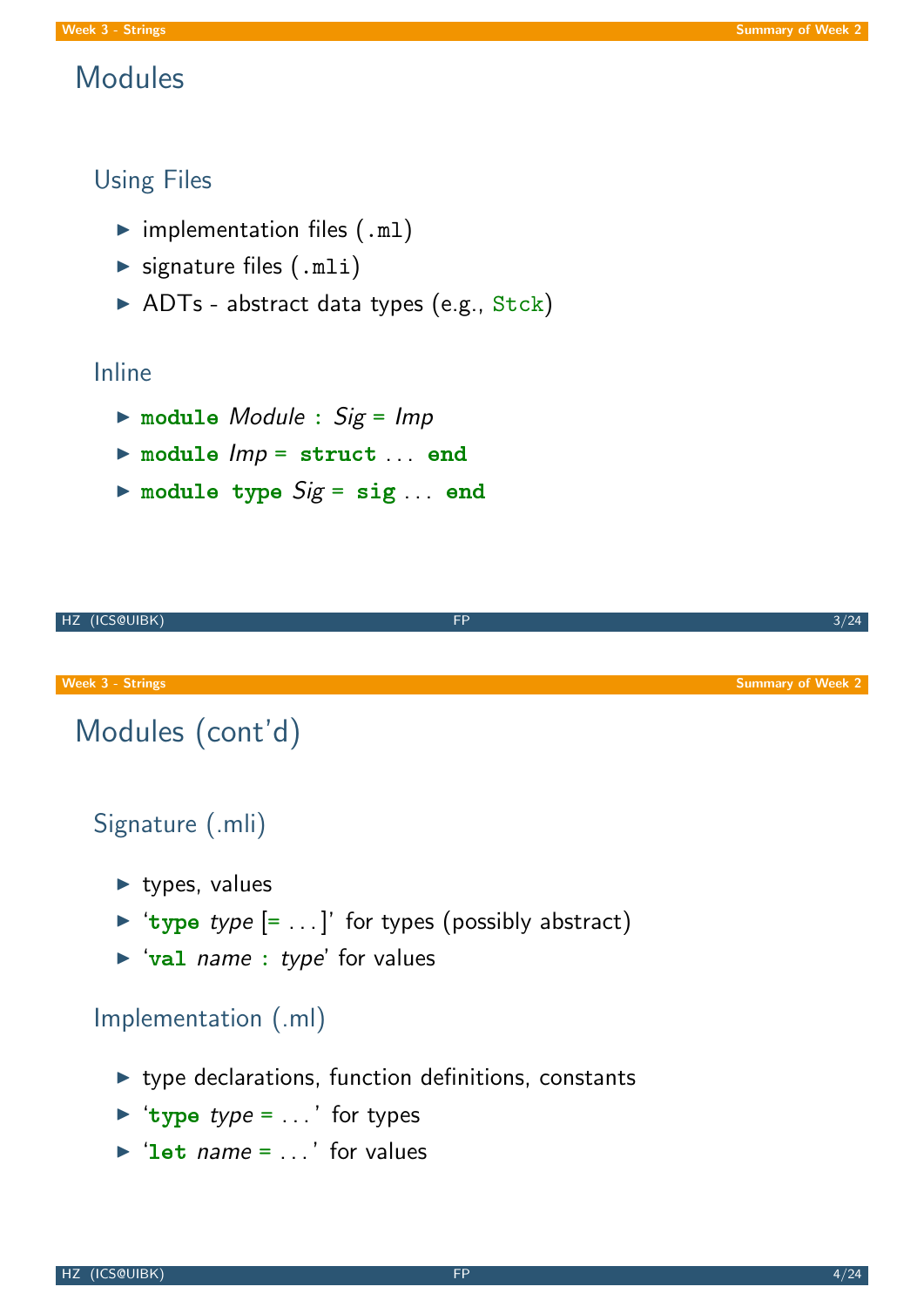# Modules

## Using Files

- implementation files (`.ml`)
- signature files (`.mli`)
- ADTs - abstract data types (e.g., `Stck`)

## Inline

- **module** *Module* **:** *Sig* **=** *Imp*
- **module** *Imp* **=** **struct** … **end**
- **module type** *Sig* **=** **sig** … **end**

# Modules (cont'd)

## Signature (.mli)

- types, values
- '**type** *type* [**=** …]' for types (possibly abstract)
- '**val** *name* **:** *type*' for values

## Implementation (.ml)

- type declarations, function definitions, constants
- '**type** *type* **=** …' for types
- '**let** *name* **=** …' for values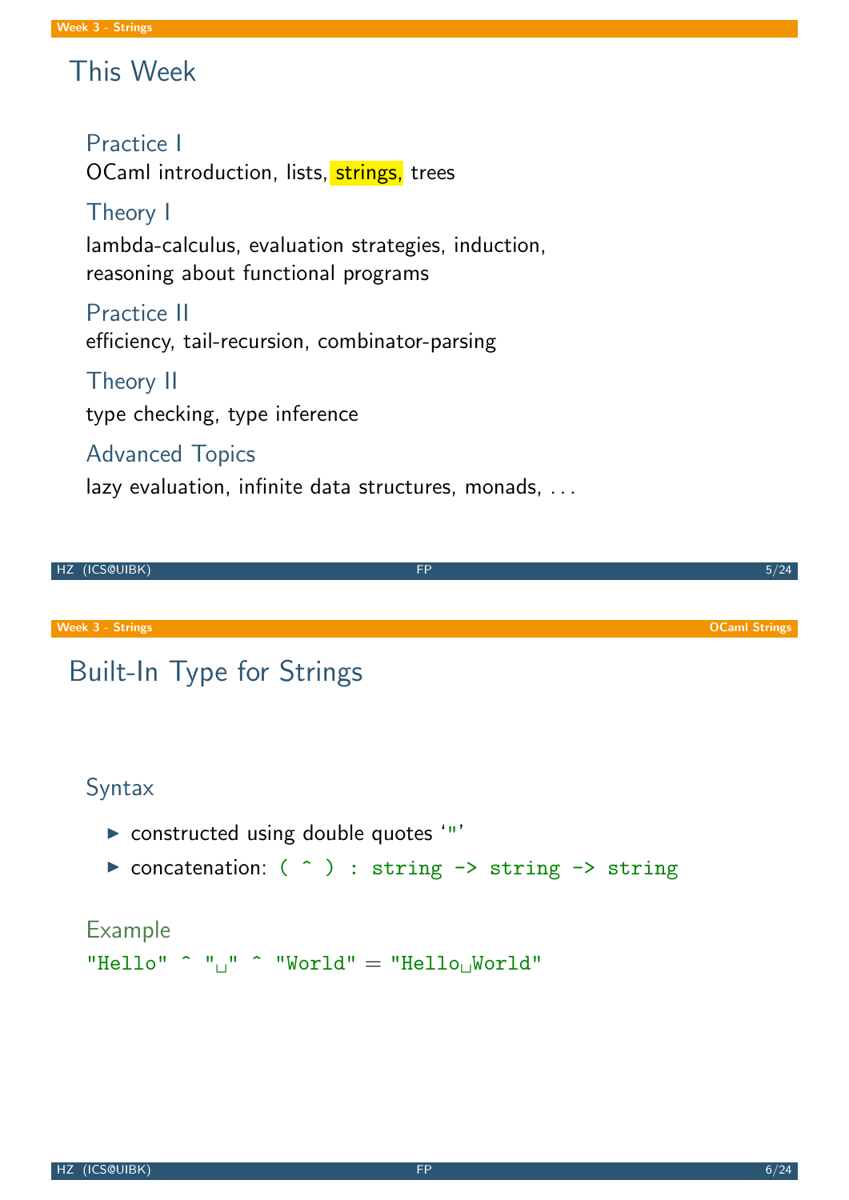# This Week

## Practice I

OCaml introduction, lists, strings, trees

## Theory I

lambda-calculus, evaluation strategies, induction, reasoning about functional programs

## Practice II

efficiency, tail-recursion, combinator-parsing

## Theory II

type checking, type inference

## Advanced Topics

lazy evaluation, infinite data structures, monads, ...

# Built-In Type for Strings

## Syntax

- constructed using double quotes '"'
- concatenation: `( ^ ) : string -> string -> string`

## Example

```
"Hello" ^ " " ^ "World" = "Hello World"
```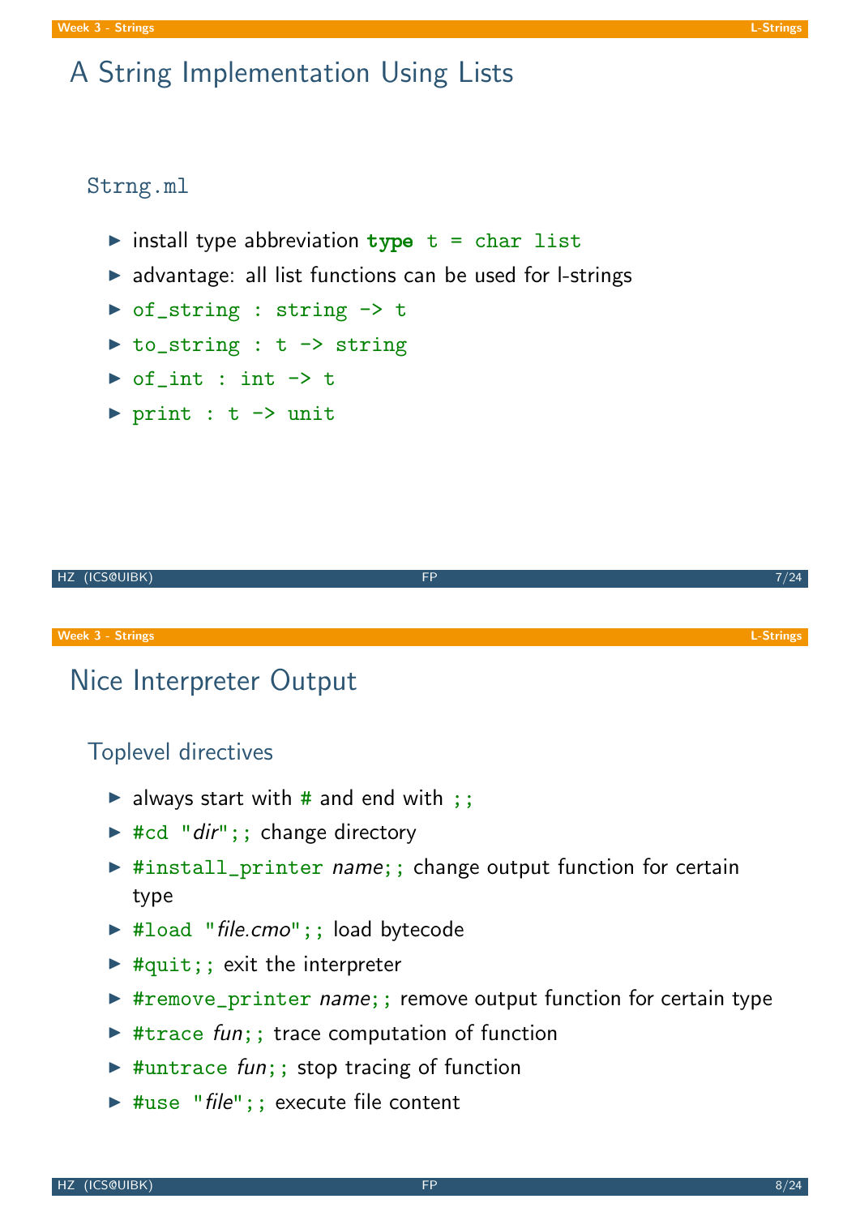# A String Implementation Using Lists

### `Strng.ml`

- install type abbreviation `type t = char list`
- advantage: all list functions can be used for l-strings
- `of_string : string -> t`
- `to_string : t -> string`
- `of_int : int -> t`
- `print : t -> unit`

# Nice Interpreter Output

### Toplevel directives

- always start with `#` and end with `;;`
- `#cd "`*dir*`";;` change directory
- `#install_printer` *name*`;;` change output function for certain type
- `#load "`*file.cmo*`";;` load bytecode
- `#quit;;` exit the interpreter
- `#remove_printer` *name*`;;` remove output function for certain type
- `#trace` *fun*`;;` trace computation of function
- `#untrace` *fun*`;;` stop tracing of function
- `#use "`*file*`";;` execute file content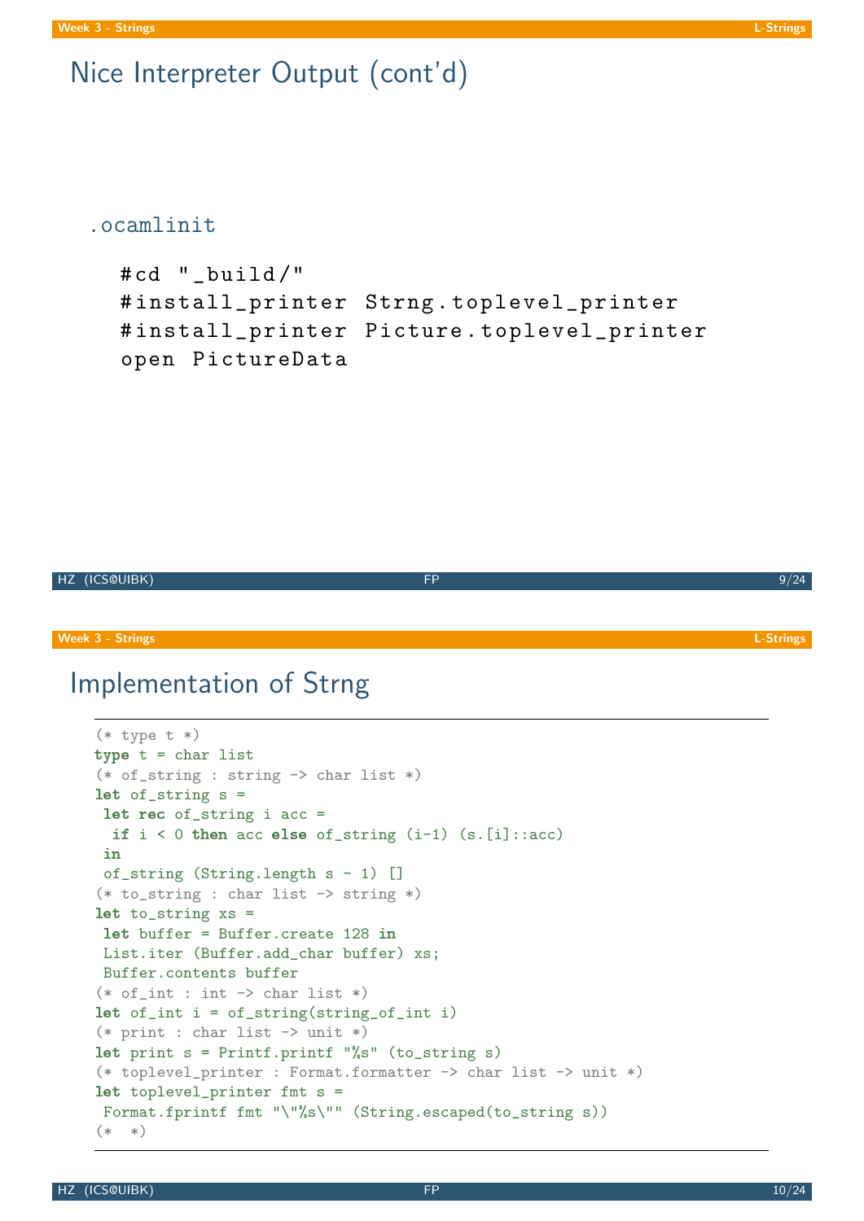# Nice Interpreter Output (cont'd)

### .ocamlinit

```
#cd "_build/"
#install_printer Strng.toplevel_printer
#install_printer Picture.toplevel_printer
open PictureData
```

# Implementation of Strng

```
(* type t *)
type t = char list
(* of_string : string -> char list *)
let of_string s =
 let rec of_string i acc =
  if i < 0 then acc else of_string (i-1) (s.[i]::acc)
 in
 of_string (String.length s - 1) []
(* to_string : char list -> string *)
let to_string xs =
 let buffer = Buffer.create 128 in
 List.iter (Buffer.add_char buffer) xs;
 Buffer.contents buffer
(* of_int : int -> char list *)
let of_int i = of_string(string_of_int i)
(* print : char list -> unit *)
let print s = Printf.printf "%s" (to_string s)
(* toplevel_printer : Format.formatter -> char list -> unit *)
let toplevel_printer fmt s =
 Format.fprintf fmt "\"%s\"" (String.escaped(to_string s))
(*  *)
```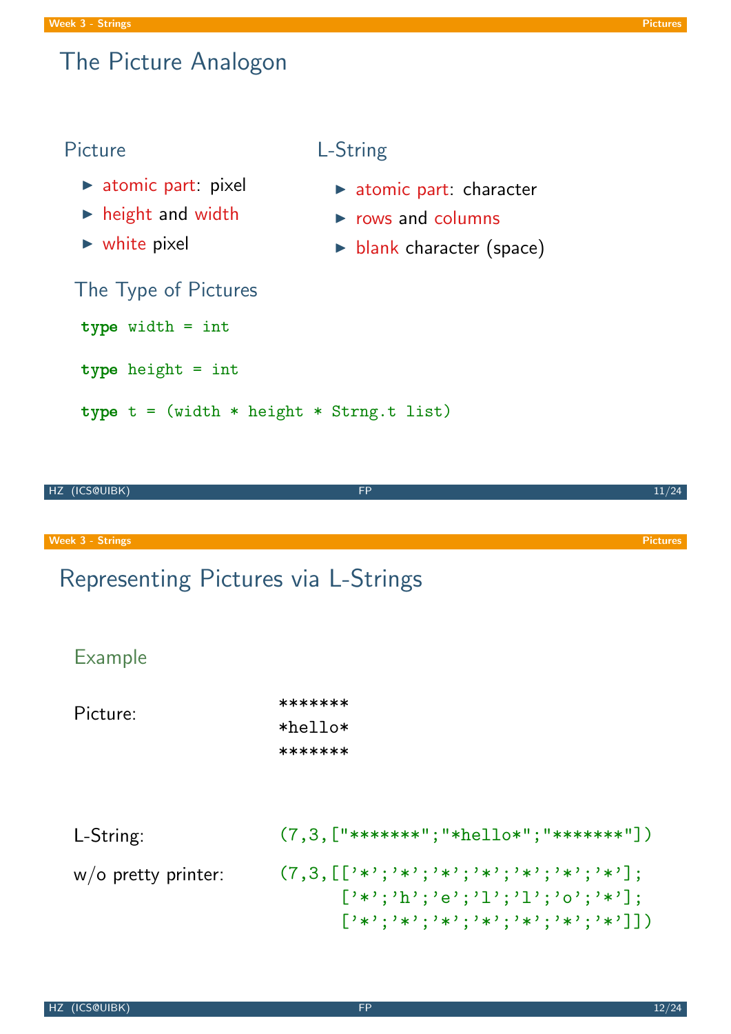# The Picture Analogon

### Picture

- atomic part: pixel
- height and width
- white pixel

### L-String

- atomic part: character
- rows and columns
- blank character (space)

### The Type of Pictures

```
type width = int

type height = int

type t = (width * height * Strng.t list)
```

# Representing Pictures via L-Strings

### Example

Picture:

```
*******
*hello*
*******
```

L-String:

```
(7,3,["*******";"*hello*";"*******"])
```

w/o pretty printer:

```
(7,3,[['*';'*';'*';'*';'*';'*';'*'];
      ['*';'h';'e';'l';'l';'o';'*'];
      ['*';'*';'*';'*';'*';'*';'*']])
```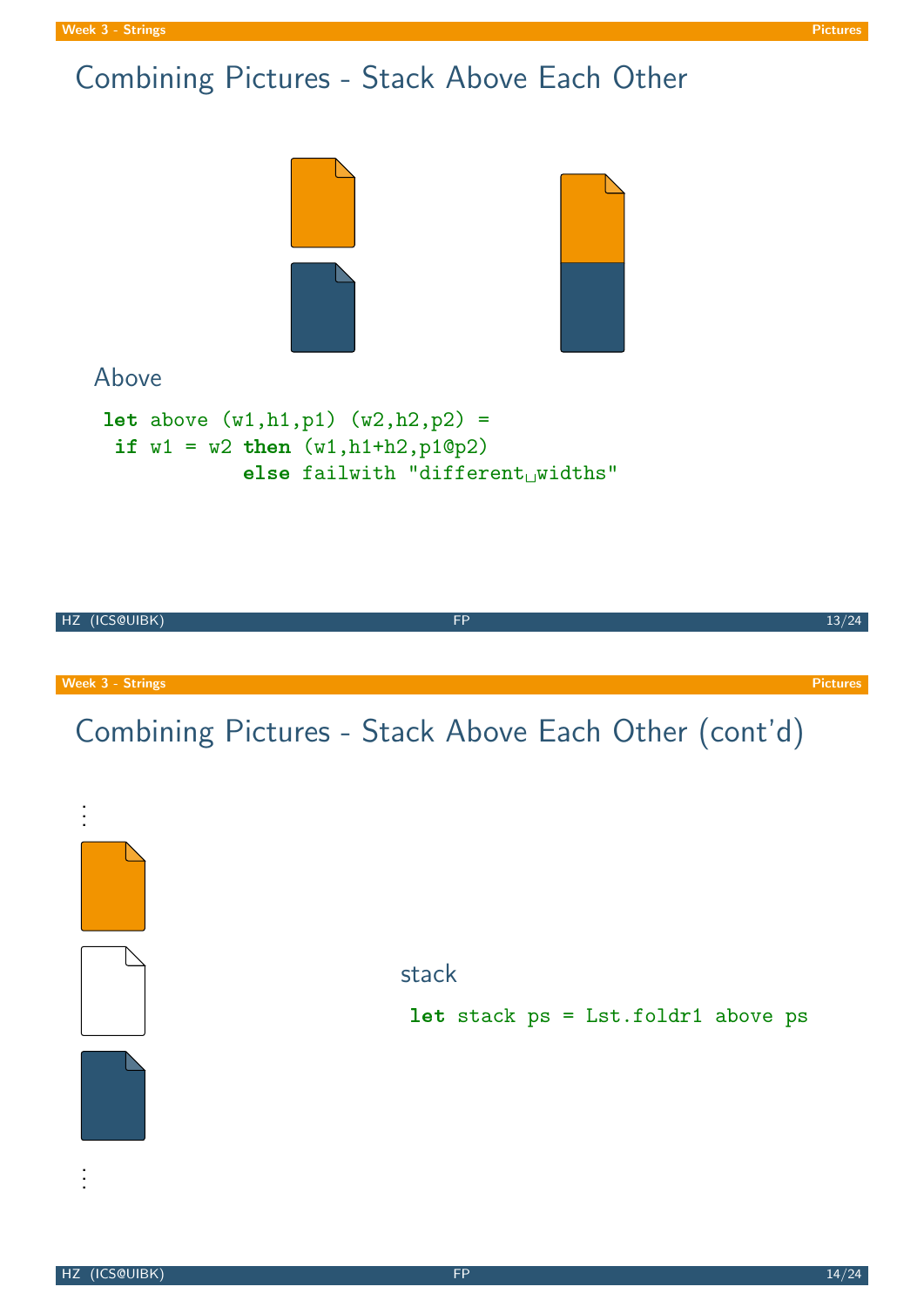# Combining Pictures - Stack Above Each Other

## Above

```
let above (w1,h1,p1) (w2,h2,p2) =
 if w1 = w2 then (w1,h1+h2,p1@p2)
           else failwith "different widths"
```

# Combining Pictures - Stack Above Each Other (cont'd)

## stack

```
let stack ps = Lst.foldr1 above ps
```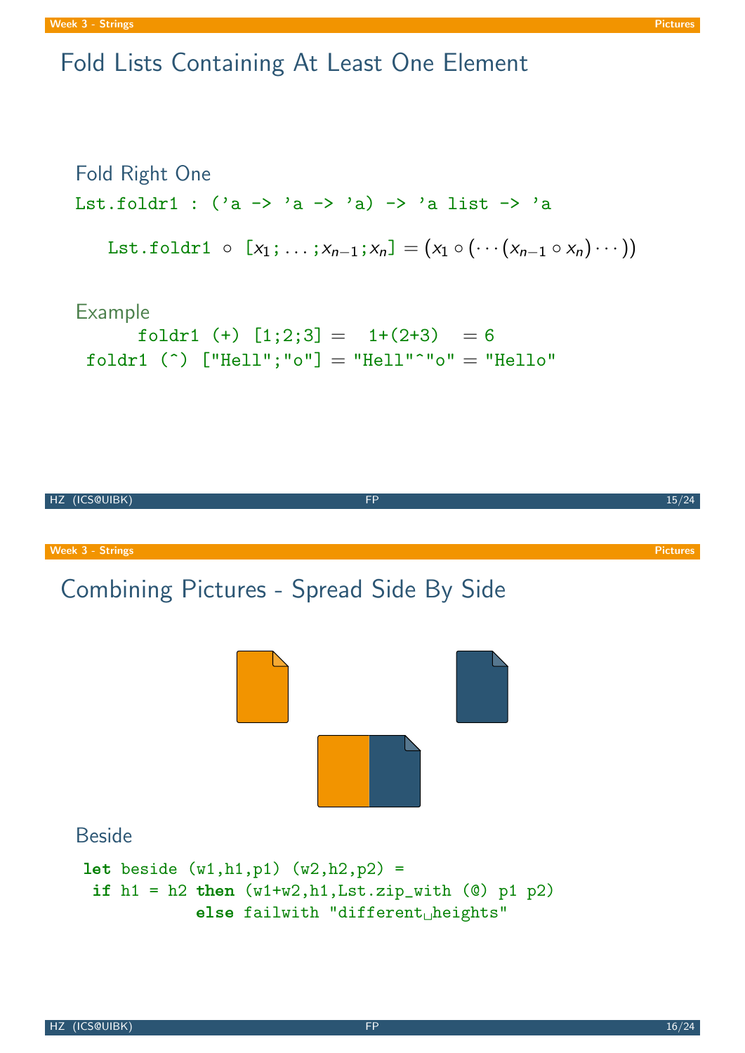# Fold Lists Containing At Least One Element

## Fold Right One

```
Lst.foldr1 : ('a -> 'a -> 'a) -> 'a list -> 'a
```

$$\texttt{Lst.foldr1} \circ [x_1;\ldots;x_{n-1};x_n] = (x_1 \circ (\cdots(x_{n-1} \circ x_n)\cdots))$$

### Example

```
     foldr1 (+) [1;2;3] =  1+(2+3)  = 6
foldr1 (^) ["Hell";"o"] = "Hell"^"o" = "Hello"
```

# Combining Pictures - Spread Side By Side

## Beside

```
let beside (w1,h1,p1) (w2,h2,p2) =
 if h1 = h2 then (w1+w2,h1,Lst.zip_with (@) p1 p2)
           else failwith "different heights"
```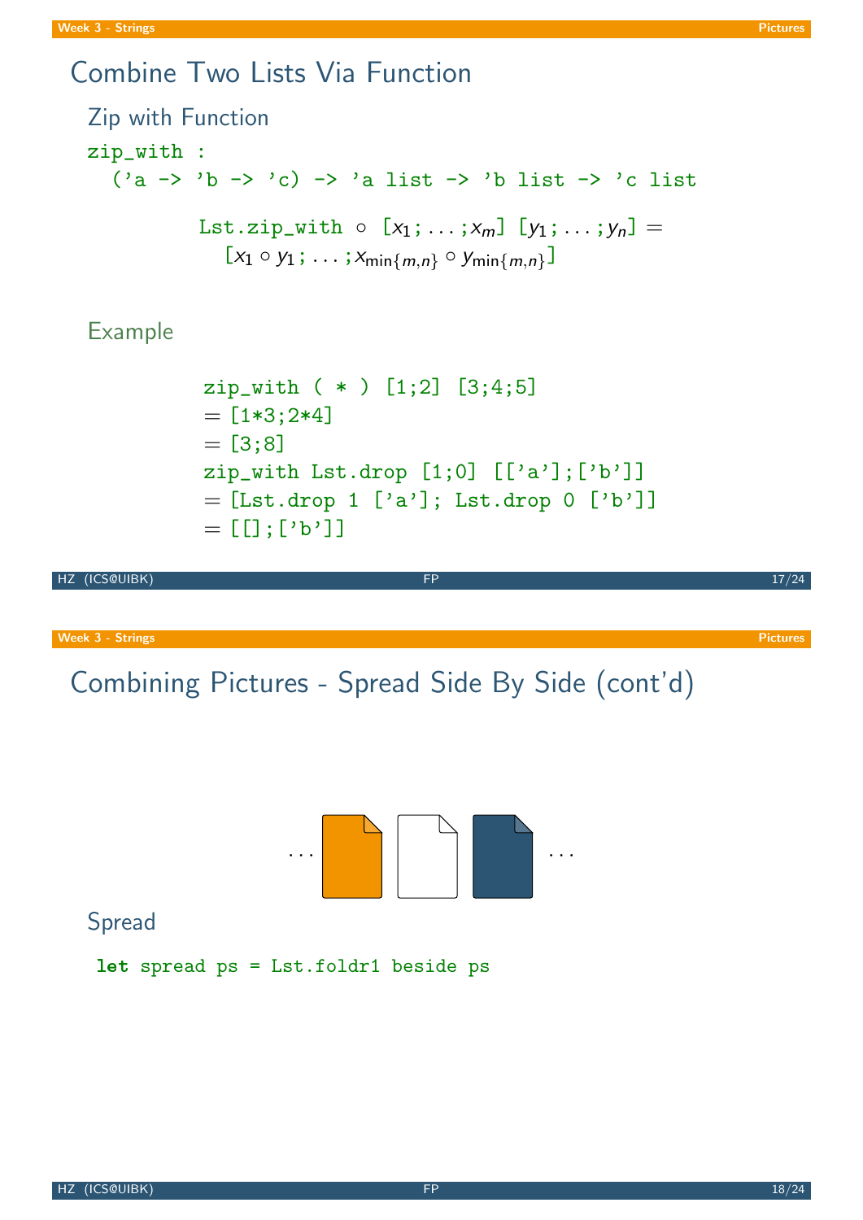# Combine Two Lists Via Function

## Zip with Function

```
zip_with :
  ('a -> 'b -> 'c) -> 'a list -> 'b list -> 'c list
```

Lst.zip_with $\circ$ [$x_1$; ... ;$x_m$] [$y_1$; ... ;$y_n$] =
[$x_1 \circ y_1$; ... ;$x_{\min\{m,n\}} \circ y_{\min\{m,n\}}$]

## Example

```
zip_with ( * ) [1;2] [3;4;5]
= [1*3;2*4]
= [3;8]
zip_with Lst.drop [1;0] [['a'];['b']]
= [Lst.drop 1 ['a']; Lst.drop 0 ['b']]
= [[];['b']]
```

# Combining Pictures - Spread Side By Side (cont'd)

## Spread

```
let spread ps = Lst.foldr1 beside ps
```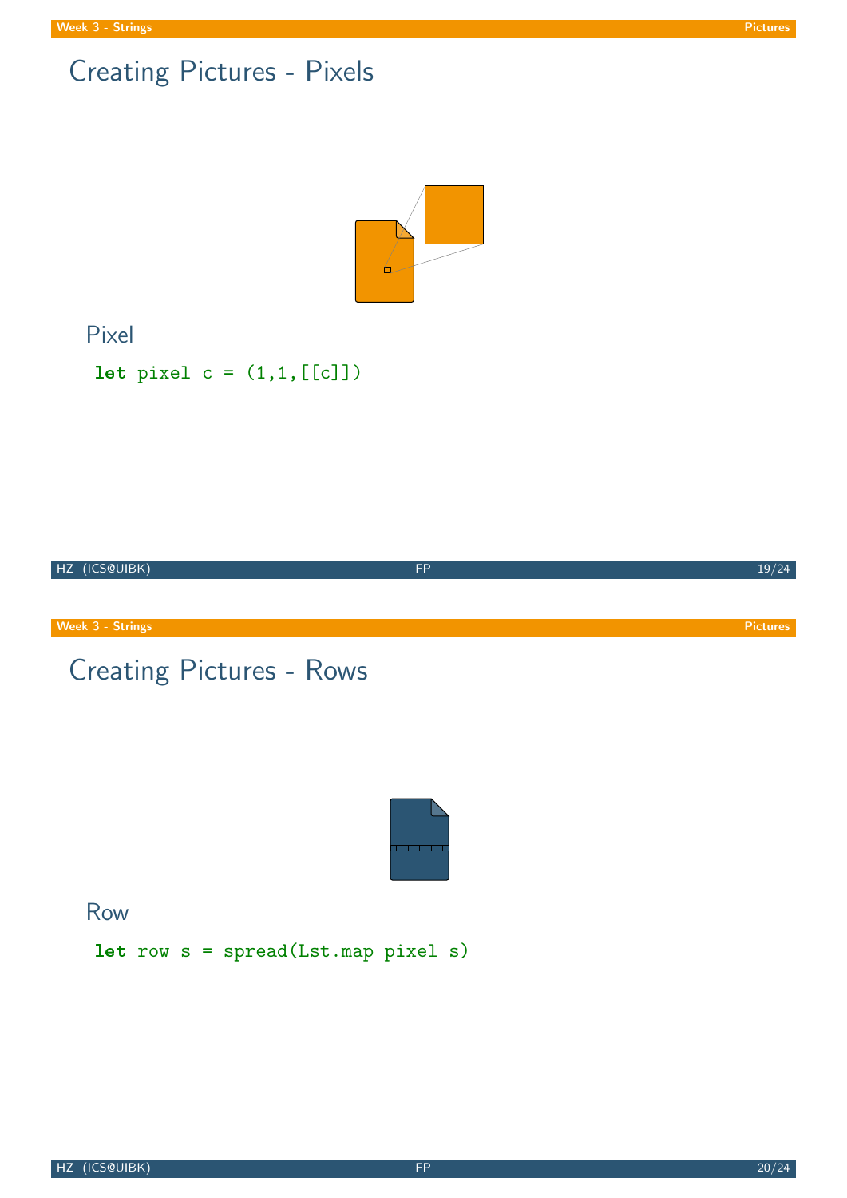# Creating Pictures - Pixels

## Pixel

```
let pixel c = (1,1,[[c]])
```

# Creating Pictures - Rows

## Row

```
let row s = spread(Lst.map pixel s)
```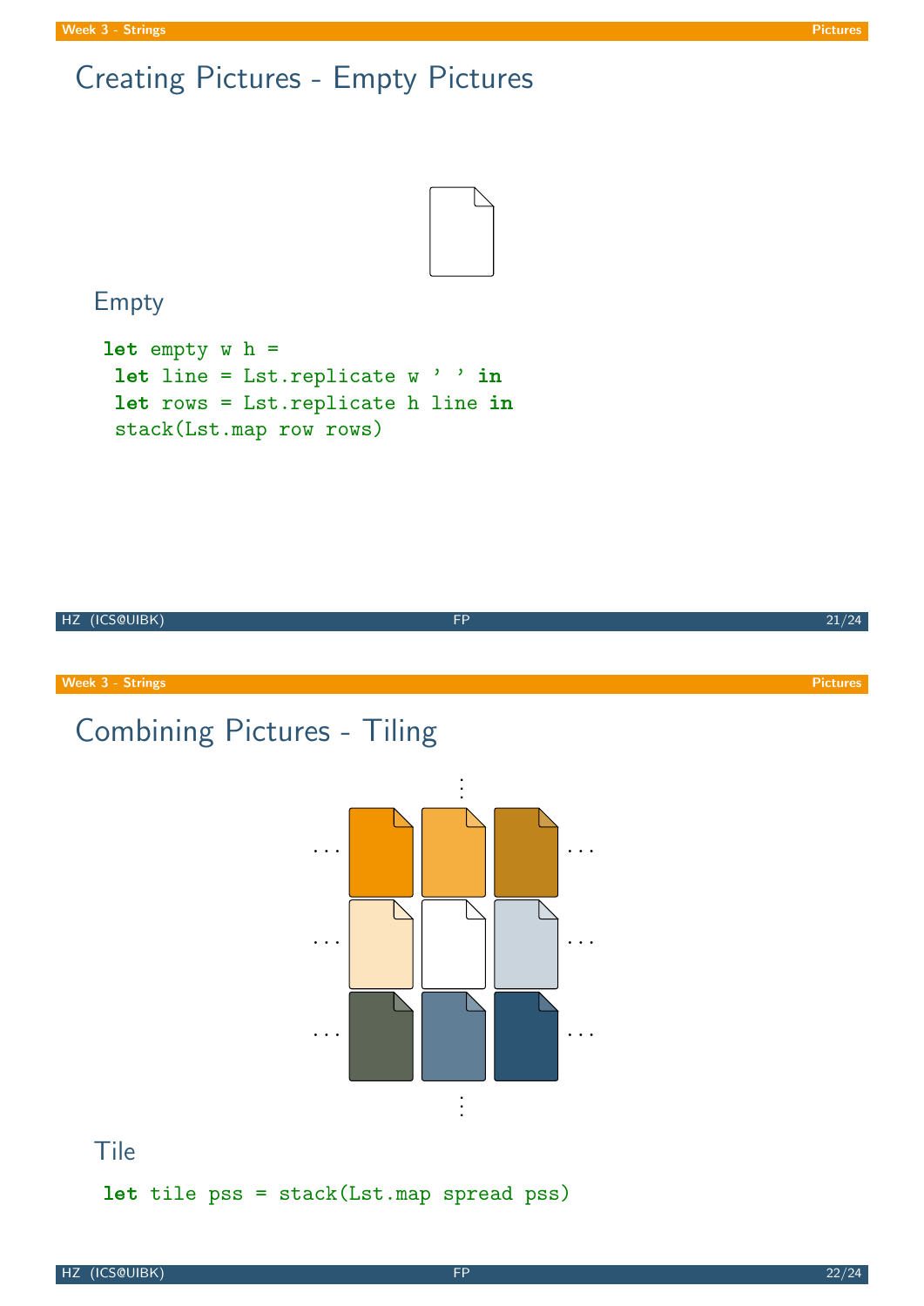# Creating Pictures - Empty Pictures

## Empty

```
let empty w h =
 let line = Lst.replicate w ' ' in
 let rows = Lst.replicate h line in
 stack(Lst.map row rows)
```

# Combining Pictures - Tiling

## Tile

```
let tile pss = stack(Lst.map spread pss)
```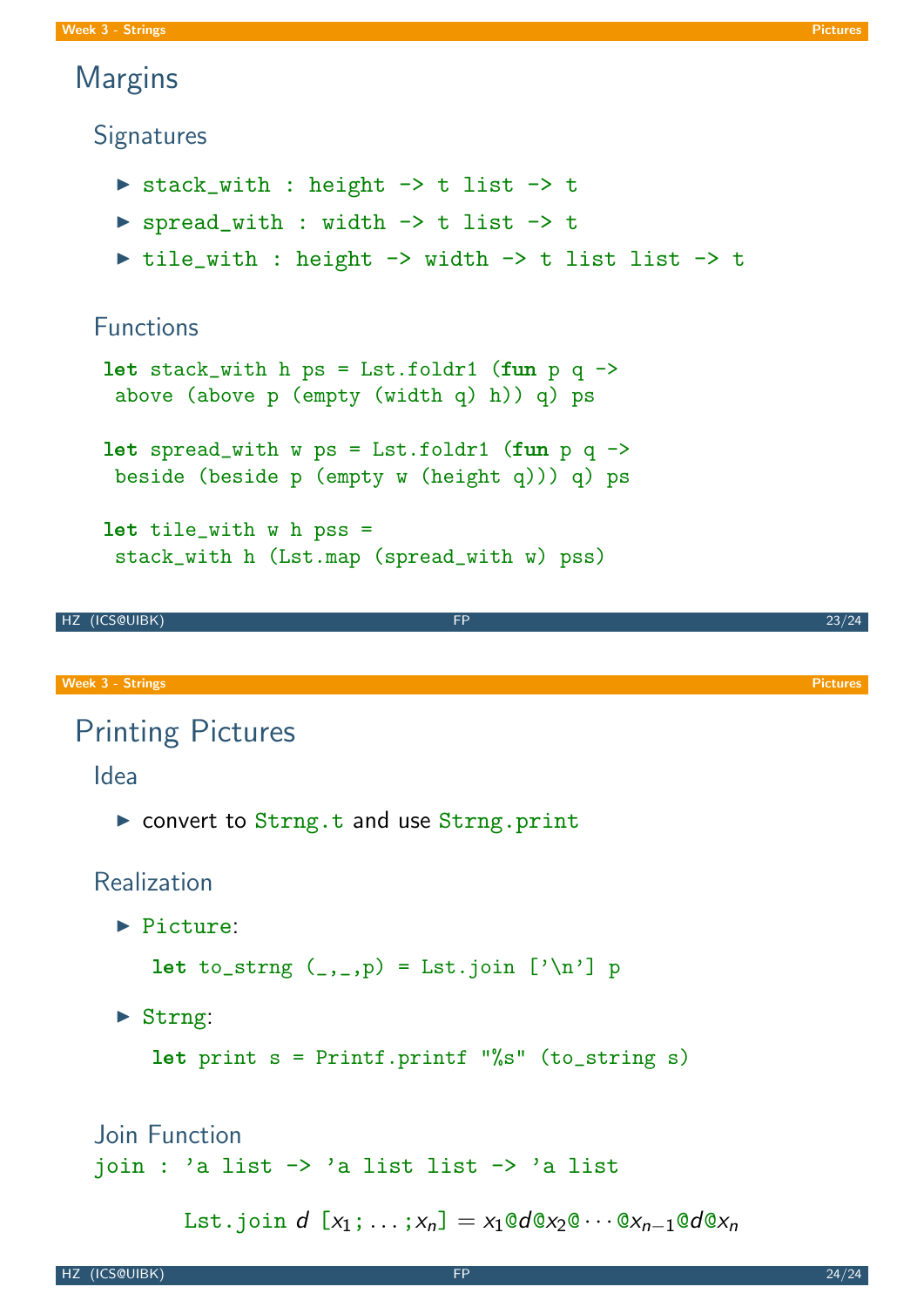# Margins

## Signatures

- `stack_with : height -> t list -> t`
- `spread_with : width -> t list -> t`
- `tile_with : height -> width -> t list list -> t`

## Functions

```
let stack_with h ps = Lst.foldr1 (fun p q ->
 above (above p (empty (width q) h)) q) ps

let spread_with w ps = Lst.foldr1 (fun p q ->
 beside (beside p (empty w (height q))) q) ps

let tile_with w h pss =
 stack_with h (Lst.map (spread_with w) pss)
```

# Printing Pictures

## Idea

- convert to `Strng.t` and use `Strng.print`

## Realization

- `Picture`:

```
let to_strng (_,_,p) = Lst.join ['\n'] p
```

- `Strng`:

```
let print s = Printf.printf "%s" (to_string s)
```

## Join Function

`join : 'a list -> 'a list list -> 'a list`

$$\texttt{Lst.join}\ d\ [x_1; \ldots; x_n] = x_1 @ d @ x_2 @ \cdots @ x_{n-1} @ d @ x_n$$